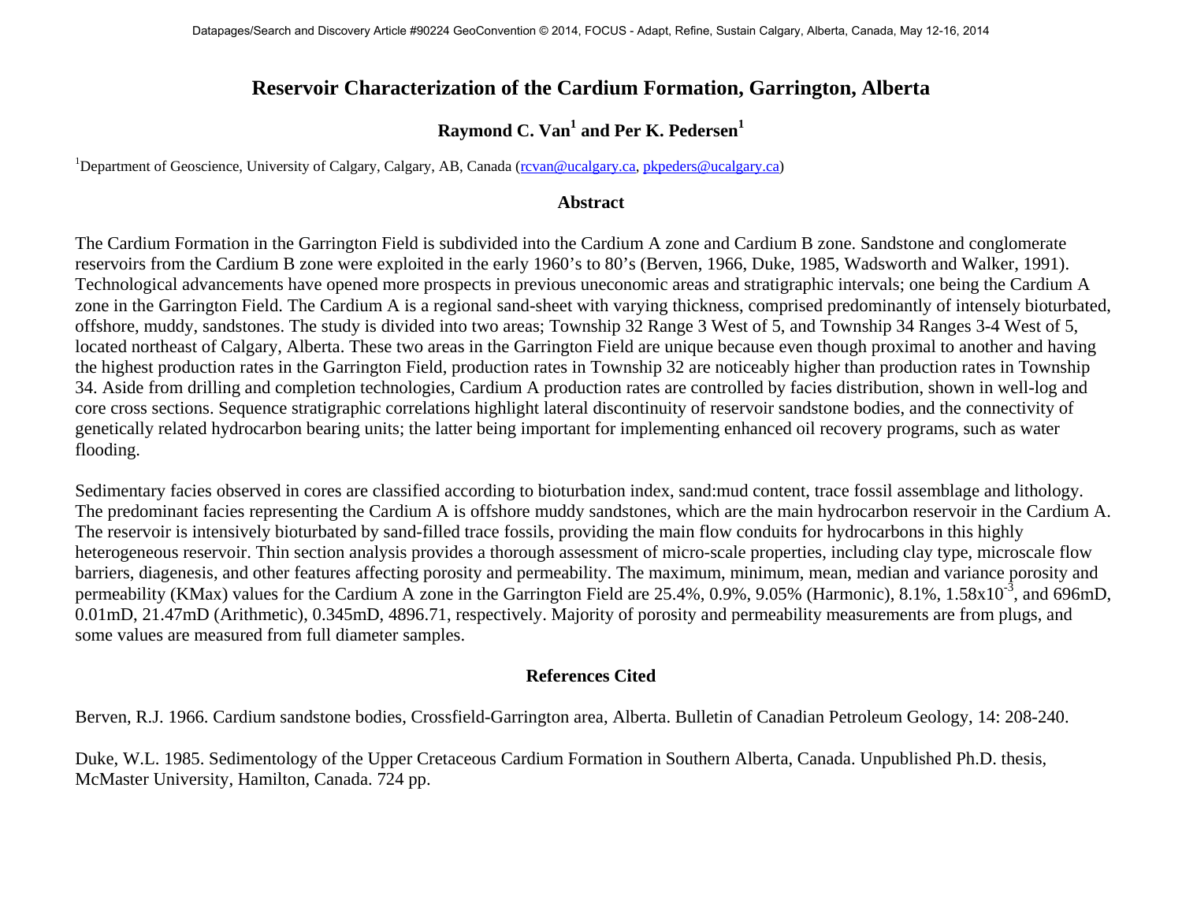# Reservoir Characterization of the Cardium Formation, Garrington, Alberta

**Raymond C. Van[1] and Per K. Pedersen[1]**

[1]Department of Geoscience, University of Calgary, Calgary, AB, Canada (rcvan@ucalgary.ca, pkpeders@ucalgary.ca)

## Abstract

The Cardium Formation in the Garrington Field is subdivided into the Cardium A zone and Cardium B zone. Sandstone and conglomerate reservoirs from the Cardium B zone were exploited in the early 1960's to 80's (Berven, 1966, Duke, 1985, Wadsworth and Walker, 1991). Technological advancements have opened more prospects in previous uneconomic areas and stratigraphic intervals; one being the Cardium A zone in the Garrington Field. The Cardium A is a regional sand-sheet with varying thickness, comprised predominantly of intensely bioturbated, offshore, muddy, sandstones. The study is divided into two areas; Township 32 Range 3 West of 5, and Township 34 Ranges 3-4 West of 5, located northeast of Calgary, Alberta. These two areas in the Garrington Field are unique because even though proximal to another and having the highest production rates in the Garrington Field, production rates in Township 32 are noticeably higher than production rates in Township 34. Aside from drilling and completion technologies, Cardium A production rates are controlled by facies distribution, shown in well-log and core cross sections. Sequence stratigraphic correlations highlight lateral discontinuity of reservoir sandstone bodies, and the connectivity of genetically related hydrocarbon bearing units; the latter being important for implementing enhanced oil recovery programs, such as water flooding.

Sedimentary facies observed in cores are classified according to bioturbation index, sand:mud content, trace fossil assemblage and lithology. The predominant facies representing the Cardium A is offshore muddy sandstones, which are the main hydrocarbon reservoir in the Cardium A. The reservoir is intensively bioturbated by sand-filled trace fossils, providing the main flow conduits for hydrocarbons in this highly heterogeneous reservoir. Thin section analysis provides a thorough assessment of micro-scale properties, including clay type, microscale flow barriers, diagenesis, and other features affecting porosity and permeability. The maximum, minimum, mean, median and variance porosity and permeability (KMax) values for the Cardium A zone in the Garrington Field are 25.4%, 0.9%, 9.05% (Harmonic), 8.1%, $1.58 \times 10^{-3}$, and 696mD, 0.01mD, 21.47mD (Arithmetic), 0.345mD, 4896.71, respectively. Majority of porosity and permeability measurements are from plugs, and some values are measured from full diameter samples.

## References Cited

Berven, R.J. 1966. Cardium sandstone bodies, Crossfield-Garrington area, Alberta. Bulletin of Canadian Petroleum Geology, 14: 208-240.

Duke, W.L. 1985. Sedimentology of the Upper Cretaceous Cardium Formation in Southern Alberta, Canada. Unpublished Ph.D. thesis, McMaster University, Hamilton, Canada. 724 pp.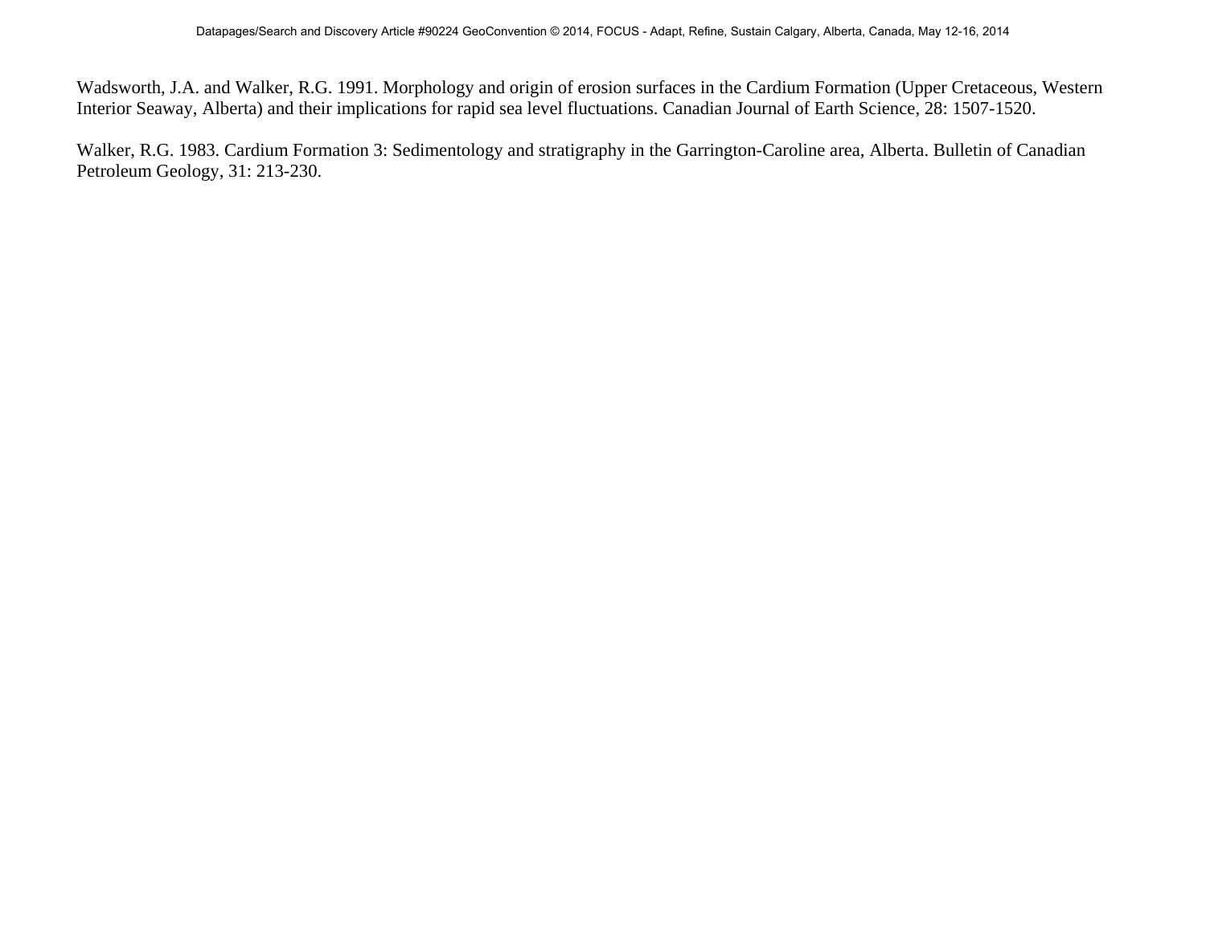Wadsworth, J.A. and Walker, R.G. 1991. Morphology and origin of erosion surfaces in the Cardium Formation (Upper Cretaceous, Western Interior Seaway, Alberta) and their implications for rapid sea level fluctuations. Canadian Journal of Earth Science, 28: 1507-1520.

Walker, R.G. 1983. Cardium Formation 3: Sedimentology and stratigraphy in the Garrington-Caroline area, Alberta. Bulletin of Canadian Petroleum Geology, 31: 213-230.